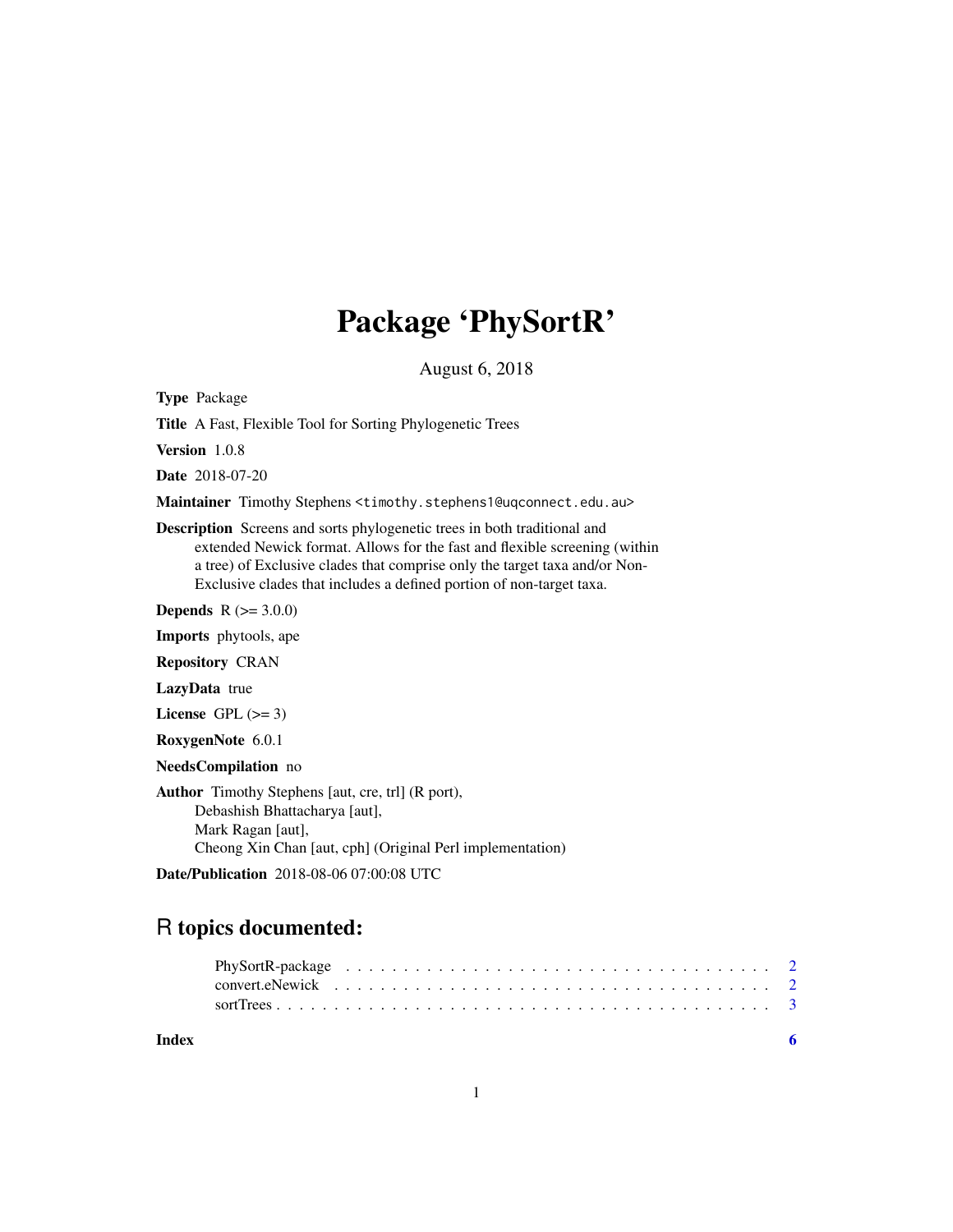# Package 'PhySortR'

August 6, 2018

**Type** Package

**Title** A Fast, Flexible Tool for Sorting Phylogenetic Trees

**Version** 1.0.8

**Date** 2018-07-20

**Maintainer** Timothy Stephens <timothy.stephens1@uqconnect.edu.au>

**Description** Screens and sorts phylogenetic trees in both traditional and extended Newick format. Allows for the fast and flexible screening (within a tree) of Exclusive clades that comprise only the target taxa and/or Non-Exclusive clades that includes a defined portion of non-target taxa.

**Depends** R (>= 3.0.0)

**Imports** phytools, ape

**Repository** CRAN

**LazyData** true

**License** GPL (>= 3)

**RoxygenNote** 6.0.1

**NeedsCompilation** no

**Author** Timothy Stephens [aut, cre, trl] (R port),
Debashish Bhattacharya [aut],
Mark Ragan [aut],
Cheong Xin Chan [aut, cph] (Original Perl implementation)

**Date/Publication** 2018-08-06 07:00:08 UTC

## R topics documented:

- PhySortR-package . . . . . . . . . . . . . . . . . . . . . . . . . . . . . . . . . . . . . . 2
- convert.eNewick . . . . . . . . . . . . . . . . . . . . . . . . . . . . . . . . . . . . . . 2
- sortTrees . . . . . . . . . . . . . . . . . . . . . . . . . . . . . . . . . . . . . . . . . . 3

**Index** 6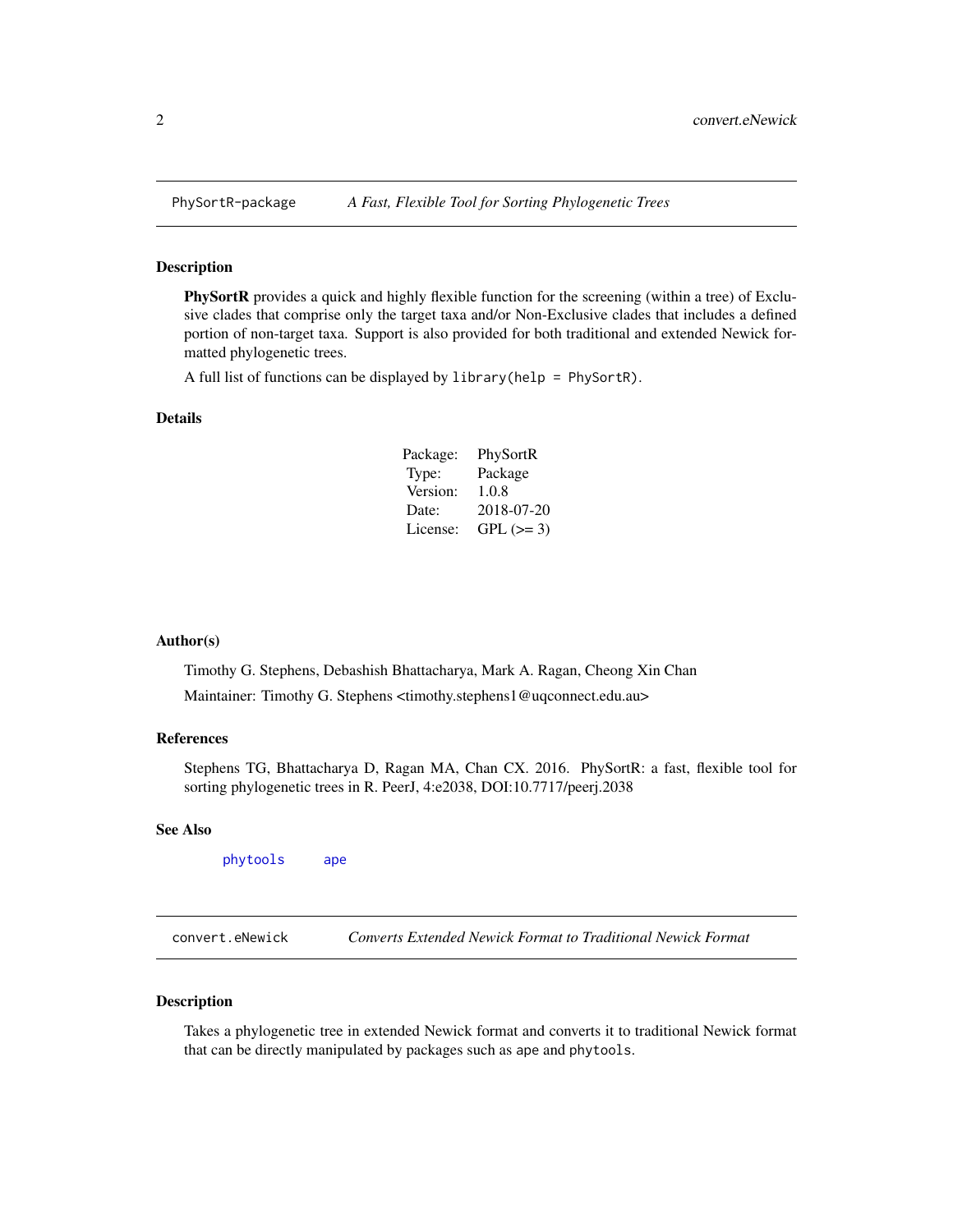## PhySortR-package — *A Fast, Flexible Tool for Sorting Phylogenetic Trees*

### Description

**PhySortR** provides a quick and highly flexible function for the screening (within a tree) of Exclusive clades that comprise only the target taxa and/or Non-Exclusive clades that includes a defined portion of non-target taxa. Support is also provided for both traditional and extended Newick formatted phylogenetic trees.

A full list of functions can be displayed by `library(help = PhySortR)`.

### Details

| | |
|---|---|
| Package: | PhySortR |
| Type: | Package |
| Version: | 1.0.8 |
| Date: | 2018-07-20 |
| License: | GPL (>= 3) |

### Author(s)

Timothy G. Stephens, Debashish Bhattacharya, Mark A. Ragan, Cheong Xin Chan

Maintainer: Timothy G. Stephens <timothy.stephens1@uqconnect.edu.au>

### References

Stephens TG, Bhattacharya D, Ragan MA, Chan CX. 2016. PhySortR: a fast, flexible tool for sorting phylogenetic trees in R. PeerJ, 4:e2038, DOI:10.7717/peerj.2038

### See Also

`phytools` `ape`

## convert.eNewick — *Converts Extended Newick Format to Traditional Newick Format*

### Description

Takes a phylogenetic tree in extended Newick format and converts it to traditional Newick format that can be directly manipulated by packages such as `ape` and `phytools`.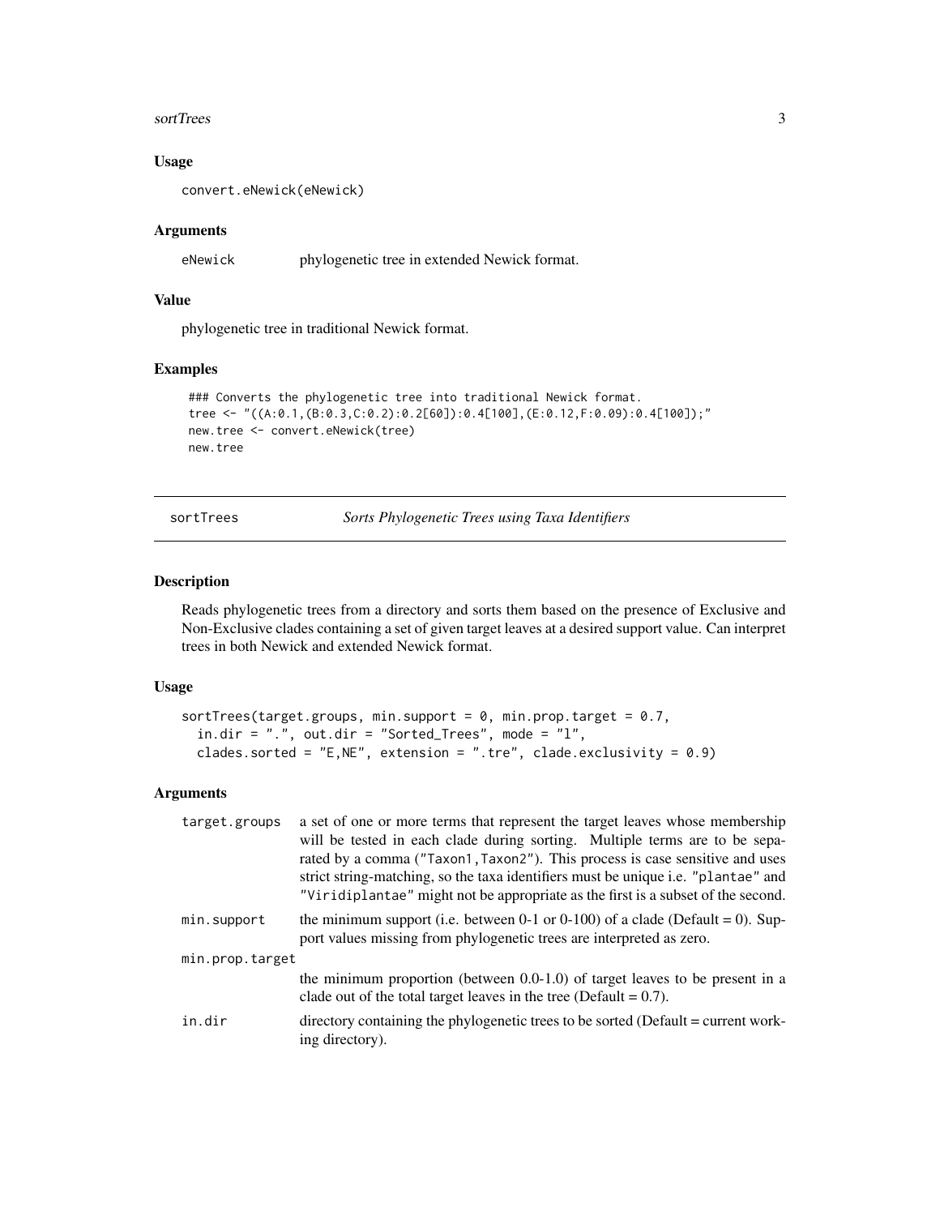### Usage

```
convert.eNewick(eNewick)
```

### Arguments

| | |
|---|---|
| eNewick | phylogenetic tree in extended Newick format. |

### Value

phylogenetic tree in traditional Newick format.

### Examples

```
### Converts the phylogenetic tree into traditional Newick format.
tree <- "((A:0.1,(B:0.3,C:0.2):0.2[60]):0.4[100],(E:0.12,F:0.09):0.4[100]);"
new.tree <- convert.eNewick(tree)
new.tree
```

---

## sortTrees — *Sorts Phylogenetic Trees using Taxa Identifiers*

### Description

Reads phylogenetic trees from a directory and sorts them based on the presence of Exclusive and Non-Exclusive clades containing a set of given target leaves at a desired support value. Can interpret trees in both Newick and extended Newick format.

### Usage

```
sortTrees(target.groups, min.support = 0, min.prop.target = 0.7,
  in.dir = ".", out.dir = "Sorted_Trees", mode = "l",
  clades.sorted = "E,NE", extension = ".tre", clade.exclusivity = 0.9)
```

### Arguments

| | |
|---|---|
| target.groups | a set of one or more terms that represent the target leaves whose membership will be tested in each clade during sorting. Multiple terms are to be separated by a comma ("Taxon1,Taxon2"). This process is case sensitive and uses strict string-matching, so the taxa identifiers must be unique i.e. "plantae" and "Viridiplantae" might not be appropriate as the first is a subset of the second. |
| min.support | the minimum support (i.e. between 0-1 or 0-100) of a clade (Default = 0). Support values missing from phylogenetic trees are interpreted as zero. |
| min.prop.target | the minimum proportion (between 0.0-1.0) of target leaves to be present in a clade out of the total target leaves in the tree (Default = 0.7). |
| in.dir | directory containing the phylogenetic trees to be sorted (Default = current working directory). |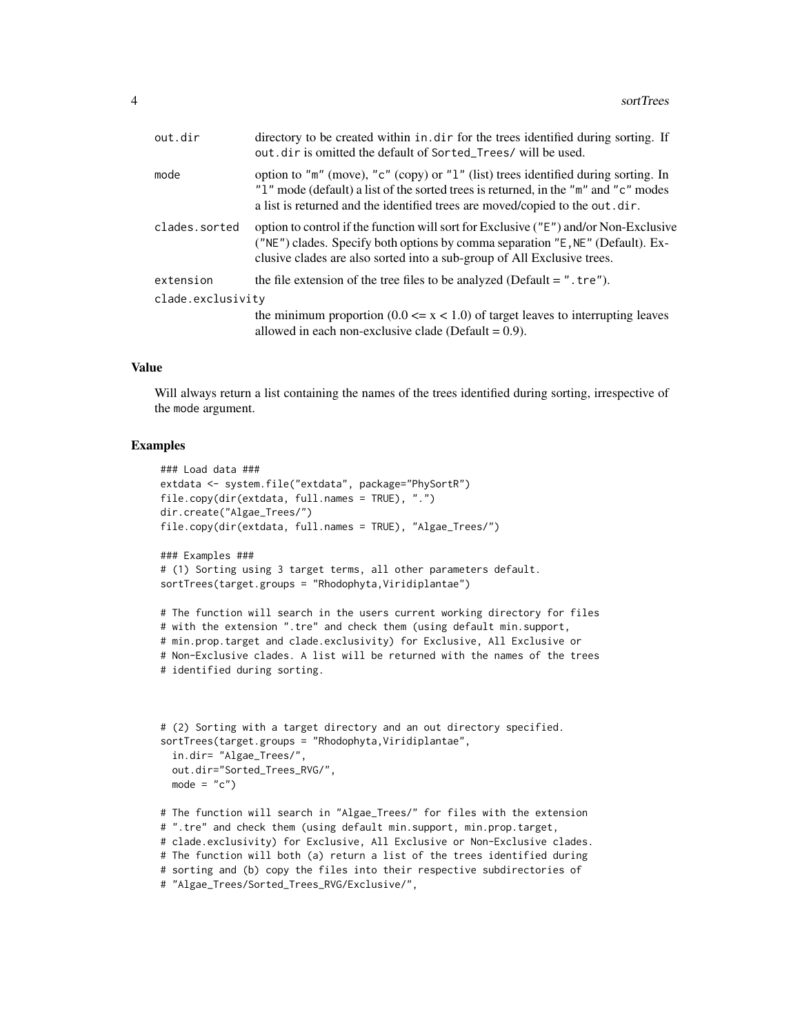| | |
|---|---|
| out.dir | directory to be created within in.dir for the trees identified during sorting. If out.dir is omitted the default of Sorted_Trees/ will be used. |
| mode | option to "m" (move), "c" (copy) or "l" (list) trees identified during sorting. In "l" mode (default) a list of the sorted trees is returned, in the "m" and "c" modes a list is returned and the identified trees are moved/copied to the out.dir. |
| clades.sorted | option to control if the function will sort for Exclusive ("E") and/or Non-Exclusive ("NE") clades. Specify both options by comma separation "E,NE" (Default). Exclusive clades are also sorted into a sub-group of All Exclusive trees. |
| extension | the file extension of the tree files to be analyzed (Default = ".tre"). |
| clade.exclusivity | the minimum proportion ($0.0 <= x < 1.0$) of target leaves to interrupting leaves allowed in each non-exclusive clade (Default = 0.9). |

## Value

Will always return a list containing the names of the trees identified during sorting, irrespective of the mode argument.

## Examples

```
### Load data ###
extdata <- system.file("extdata", package="PhySortR")
file.copy(dir(extdata, full.names = TRUE), ".")
dir.create("Algae_Trees/")
file.copy(dir(extdata, full.names = TRUE), "Algae_Trees/")

### Examples ###
# (1) Sorting using 3 target terms, all other parameters default.
sortTrees(target.groups = "Rhodophyta,Viridiplantae")

# The function will search in the users current working directory for files
# with the extension ".tre" and check them (using default min.support,
# min.prop.target and clade.exclusivity) for Exclusive, All Exclusive or
# Non-Exclusive clades. A list will be returned with the names of the trees
# identified during sorting.



# (2) Sorting with a target directory and an out directory specified.
sortTrees(target.groups = "Rhodophyta,Viridiplantae",
  in.dir= "Algae_Trees/",
  out.dir="Sorted_Trees_RVG/",
  mode = "c")

# The function will search in "Algae_Trees/" for files with the extension
# ".tre" and check them (using default min.support, min.prop.target,
# clade.exclusivity) for Exclusive, All Exclusive or Non-Exclusive clades.
# The function will both (a) return a list of the trees identified during
# sorting and (b) copy the files into their respective subdirectories of
# "Algae_Trees/Sorted_Trees_RVG/Exclusive/",
```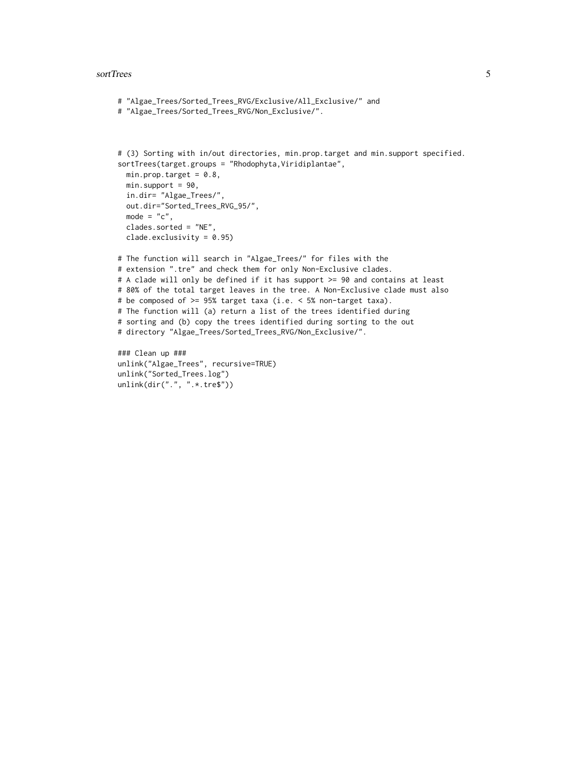```
# "Algae_Trees/Sorted_Trees_RVG/Exclusive/All_Exclusive/" and
# "Algae_Trees/Sorted_Trees_RVG/Non_Exclusive/".



# (3) Sorting with in/out directories, min.prop.target and min.support specified.
sortTrees(target.groups = "Rhodophyta,Viridiplantae",
  min.prop.target = 0.8,
  min.support = 90,
  in.dir= "Algae_Trees/",
  out.dir="Sorted_Trees_RVG_95/",
  mode = "c",
  clades.sorted = "NE",
  clade.exclusivity = 0.95)

# The function will search in "Algae_Trees/" for files with the
# extension ".tre" and check them for only Non-Exclusive clades.
# A clade will only be defined if it has support >= 90 and contains at least
# 80% of the total target leaves in the tree. A Non-Exclusive clade must also
# be composed of >= 95% target taxa (i.e. < 5% non-target taxa).
# The function will (a) return a list of the trees identified during
# sorting and (b) copy the trees identified during sorting to the out
# directory "Algae_Trees/Sorted_Trees_RVG/Non_Exclusive/".

### Clean up ###
unlink("Algae_Trees", recursive=TRUE)
unlink("Sorted_Trees.log")
unlink(dir(".", ".*.tre$"))
```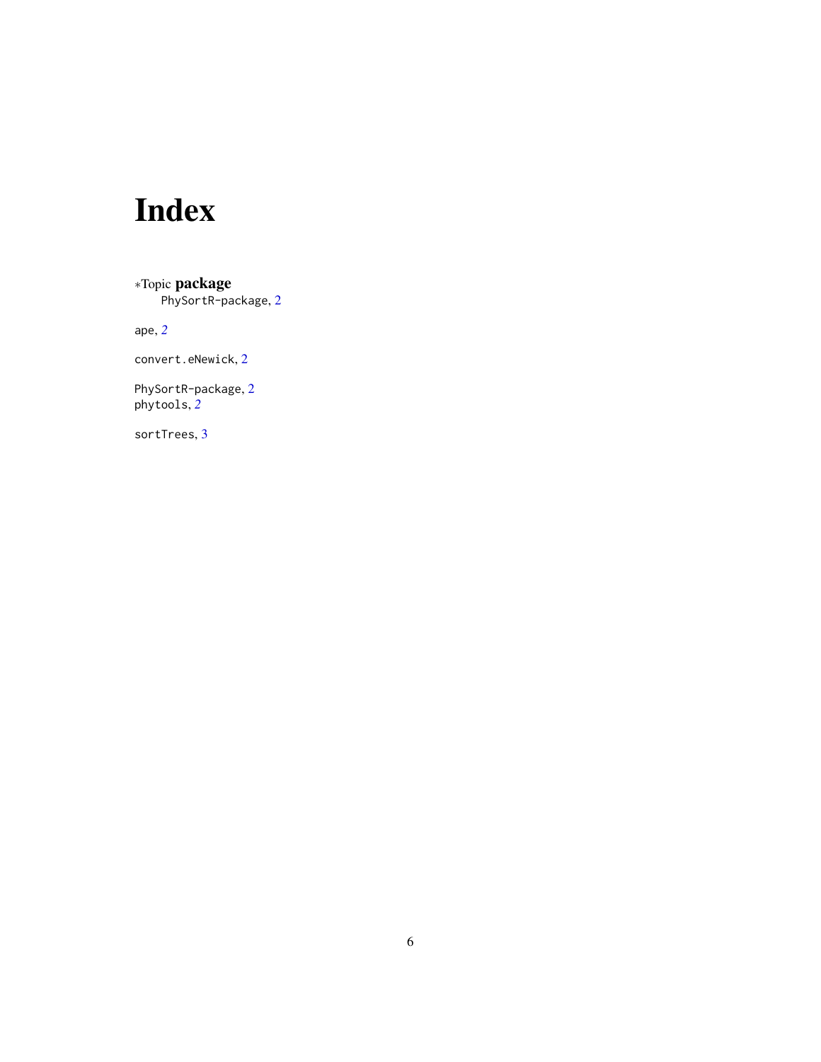# Index

*Topic **package**
    PhySortR-package, 2

ape, *2*

convert.eNewick, 2

PhySortR-package, 2
phytools, *2*

sortTrees, 3